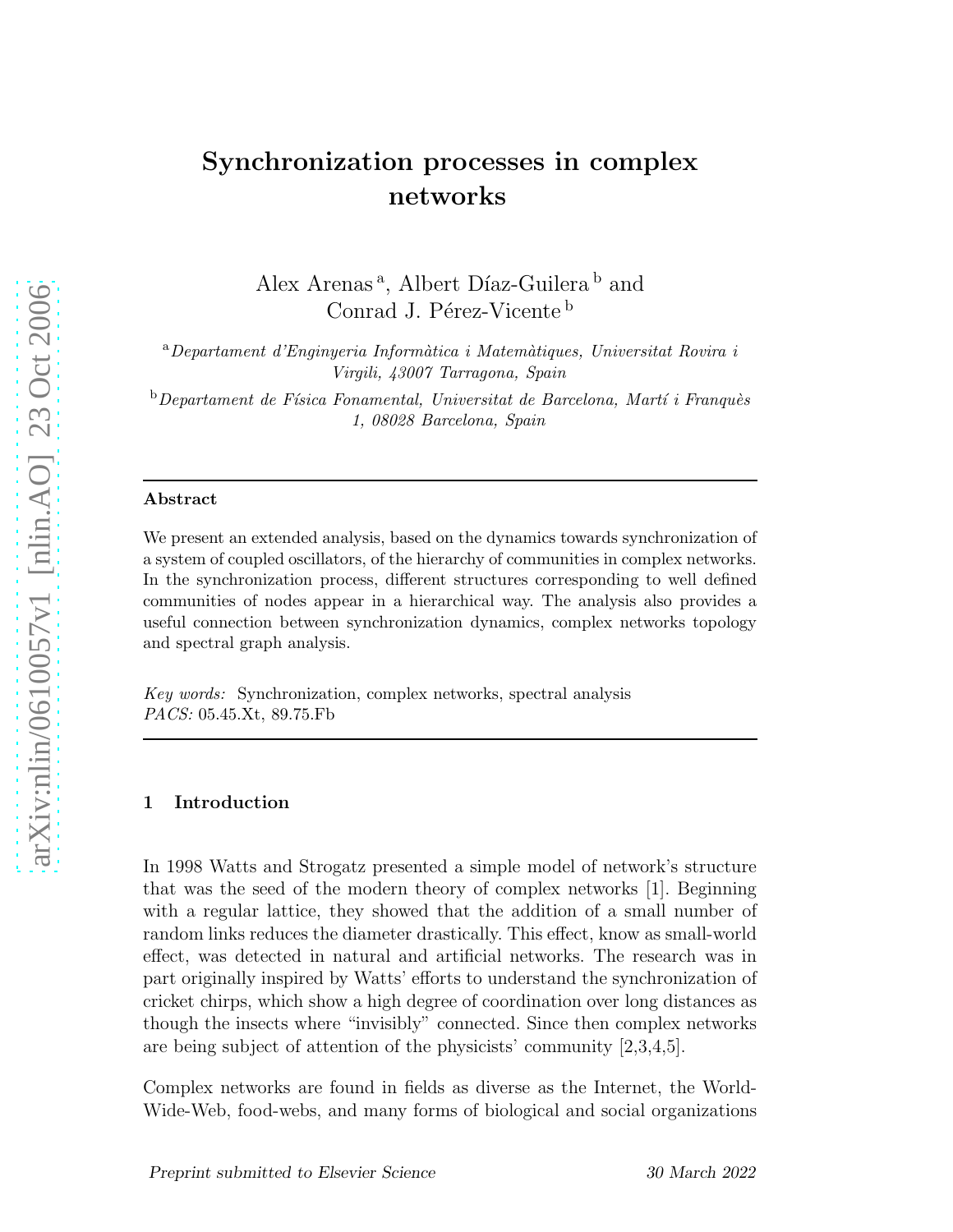# Synchronization processes in complex networks

Alex Arenas [a], Albert Díaz-Guilera [b] and Conrad J. Pérez-Vicente [b]

[a] *Departament d'Enginyeria Informàtica i Matemàtiques, Universitat Rovira i Virgili, 43007 Tarragona, Spain*

[b] *Departament de Física Fonamental, Universitat de Barcelona, Martí i Franquès 1, 08028 Barcelona, Spain*

---

**Abstract**

We present an extended analysis, based on the dynamics towards synchronization of a system of coupled oscillators, of the hierarchy of communities in complex networks. In the synchronization process, different structures corresponding to well defined communities of nodes appear in a hierarchical way. The analysis also provides a useful connection between synchronization dynamics, complex networks topology and spectral graph analysis.

*Key words:* Synchronization, complex networks, spectral analysis
*PACS:* 05.45.Xt, 89.75.Fb

---

## 1 Introduction

In 1998 Watts and Strogatz presented a simple model of network's structure that was the seed of the modern theory of complex networks [1]. Beginning with a regular lattice, they showed that the addition of a small number of random links reduces the diameter drastically. This effect, know as small-world effect, was detected in natural and artificial networks. The research was in part originally inspired by Watts' efforts to understand the synchronization of cricket chirps, which show a high degree of coordination over long distances as though the insects where "invisibly" connected. Since then complex networks are being subject of attention of the physicists' community [2,3,4,5].

Complex networks are found in fields as diverse as the Internet, the World-Wide-Web, food-webs, and many forms of biological and social organizations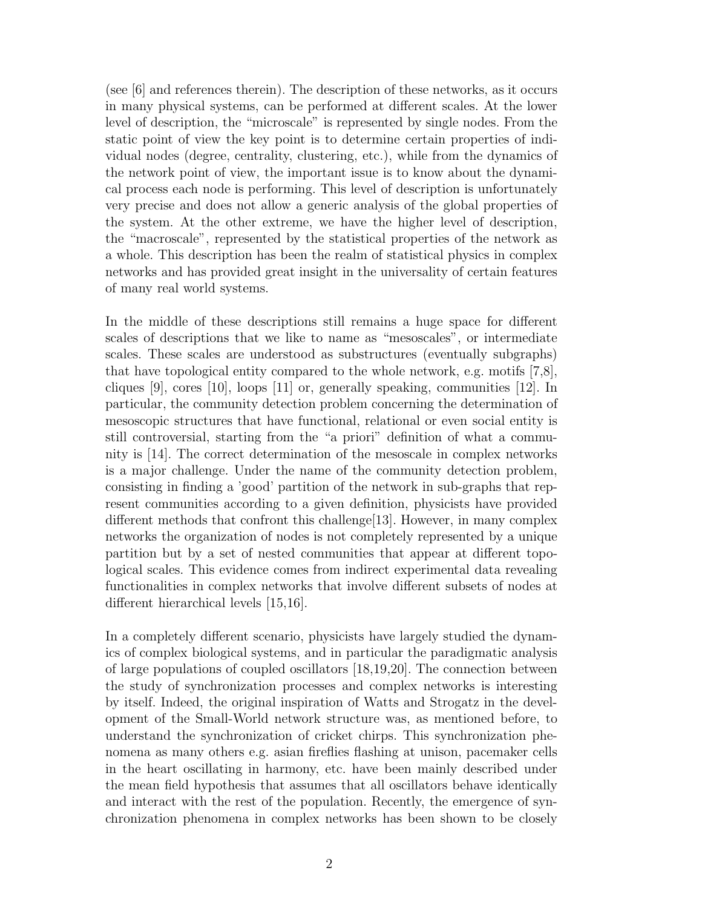(see [6] and references therein). The description of these networks, as it occurs in many physical systems, can be performed at different scales. At the lower level of description, the "microscale" is represented by single nodes. From the static point of view the key point is to determine certain properties of individual nodes (degree, centrality, clustering, etc.), while from the dynamics of the network point of view, the important issue is to know about the dynamical process each node is performing. This level of description is unfortunately very precise and does not allow a generic analysis of the global properties of the system. At the other extreme, we have the higher level of description, the "macroscale", represented by the statistical properties of the network as a whole. This description has been the realm of statistical physics in complex networks and has provided great insight in the universality of certain features of many real world systems.

In the middle of these descriptions still remains a huge space for different scales of descriptions that we like to name as "mesoscales", or intermediate scales. These scales are understood as substructures (eventually subgraphs) that have topological entity compared to the whole network, e.g. motifs [7,8], cliques [9], cores [10], loops [11] or, generally speaking, communities [12]. In particular, the community detection problem concerning the determination of mesoscopic structures that have functional, relational or even social entity is still controversial, starting from the "a priori" definition of what a community is [14]. The correct determination of the mesoscale in complex networks is a major challenge. Under the name of the community detection problem, consisting in finding a 'good' partition of the network in sub-graphs that represent communities according to a given definition, physicists have provided different methods that confront this challenge[13]. However, in many complex networks the organization of nodes is not completely represented by a unique partition but by a set of nested communities that appear at different topological scales. This evidence comes from indirect experimental data revealing functionalities in complex networks that involve different subsets of nodes at different hierarchical levels [15,16].

In a completely different scenario, physicists have largely studied the dynamics of complex biological systems, and in particular the paradigmatic analysis of large populations of coupled oscillators [18,19,20]. The connection between the study of synchronization processes and complex networks is interesting by itself. Indeed, the original inspiration of Watts and Strogatz in the development of the Small-World network structure was, as mentioned before, to understand the synchronization of cricket chirps. This synchronization phenomena as many others e.g. asian fireflies flashing at unison, pacemaker cells in the heart oscillating in harmony, etc. have been mainly described under the mean field hypothesis that assumes that all oscillators behave identically and interact with the rest of the population. Recently, the emergence of synchronization phenomena in complex networks has been shown to be closely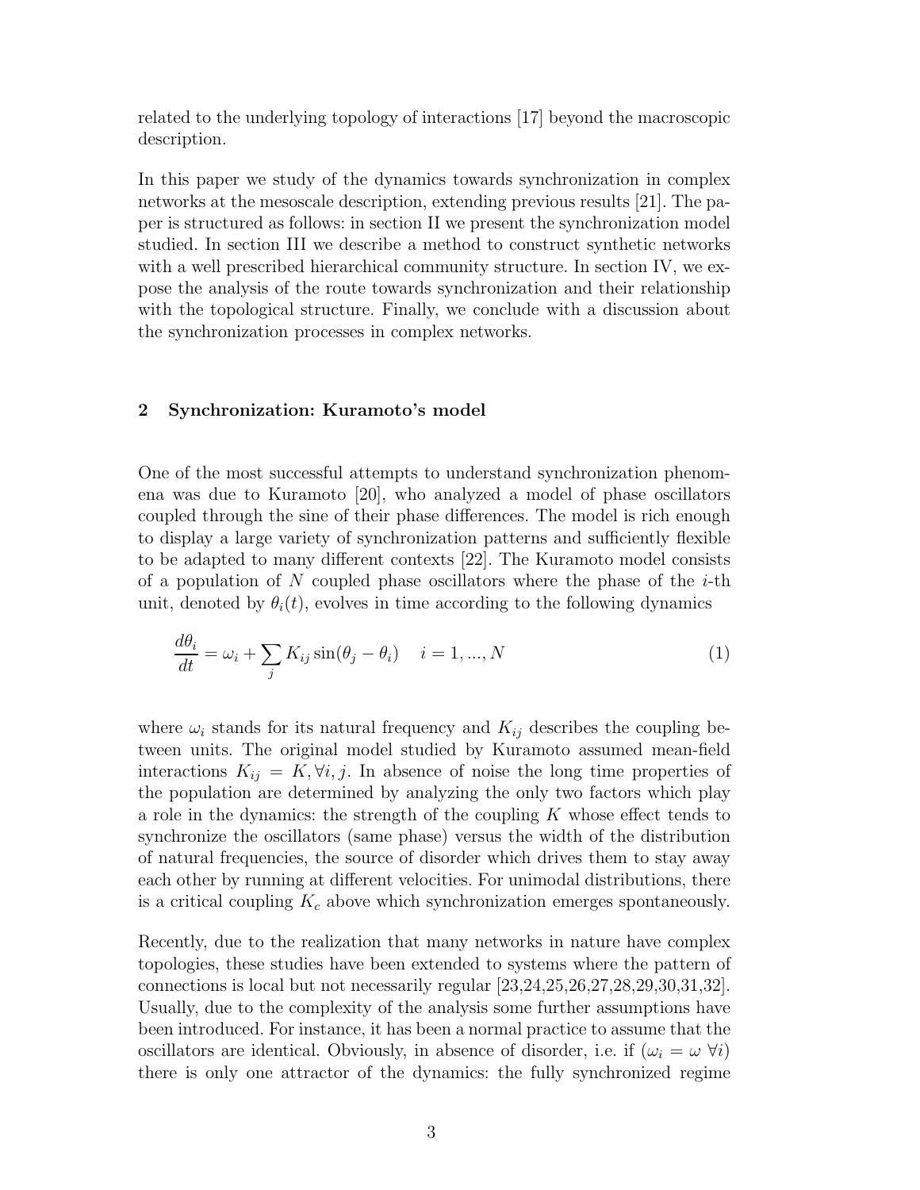related to the underlying topology of interactions [17] beyond the macroscopic description.

In this paper we study of the dynamics towards synchronization in complex networks at the mesoscale description, extending previous results [21]. The paper is structured as follows: in section II we present the synchronization model studied. In section III we describe a method to construct synthetic networks with a well prescribed hierarchical community structure. In section IV, we expose the analysis of the route towards synchronization and their relationship with the topological structure. Finally, we conclude with a discussion about the synchronization processes in complex networks.

## 2 Synchronization: Kuramoto's model

One of the most successful attempts to understand synchronization phenomena was due to Kuramoto [20], who analyzed a model of phase oscillators coupled through the sine of their phase differences. The model is rich enough to display a large variety of synchronization patterns and sufficiently flexible to be adapted to many different contexts [22]. The Kuramoto model consists of a population of $N$ coupled phase oscillators where the phase of the $i$-th unit, denoted by $\theta_i(t)$, evolves in time according to the following dynamics

$$\frac{d\theta_i}{dt} = \omega_i + \sum_j K_{ij} \sin(\theta_j - \theta_i) \quad i = 1, ..., N \tag{1}$$

where $\omega_i$ stands for its natural frequency and $K_{ij}$ describes the coupling between units. The original model studied by Kuramoto assumed mean-field interactions $K_{ij} = K, \forall i, j$. In absence of noise the long time properties of the population are determined by analyzing the only two factors which play a role in the dynamics: the strength of the coupling $K$ whose effect tends to synchronize the oscillators (same phase) versus the width of the distribution of natural frequencies, the source of disorder which drives them to stay away each other by running at different velocities. For unimodal distributions, there is a critical coupling $K_c$ above which synchronization emerges spontaneously.

Recently, due to the realization that many networks in nature have complex topologies, these studies have been extended to systems where the pattern of connections is local but not necessarily regular [23,24,25,26,27,28,29,30,31,32]. Usually, due to the complexity of the analysis some further assumptions have been introduced. For instance, it has been a normal practice to assume that the oscillators are identical. Obviously, in absence of disorder, i.e. if ($\omega_i = \omega \; \forall i$) there is only one attractor of the dynamics: the fully synchronized regime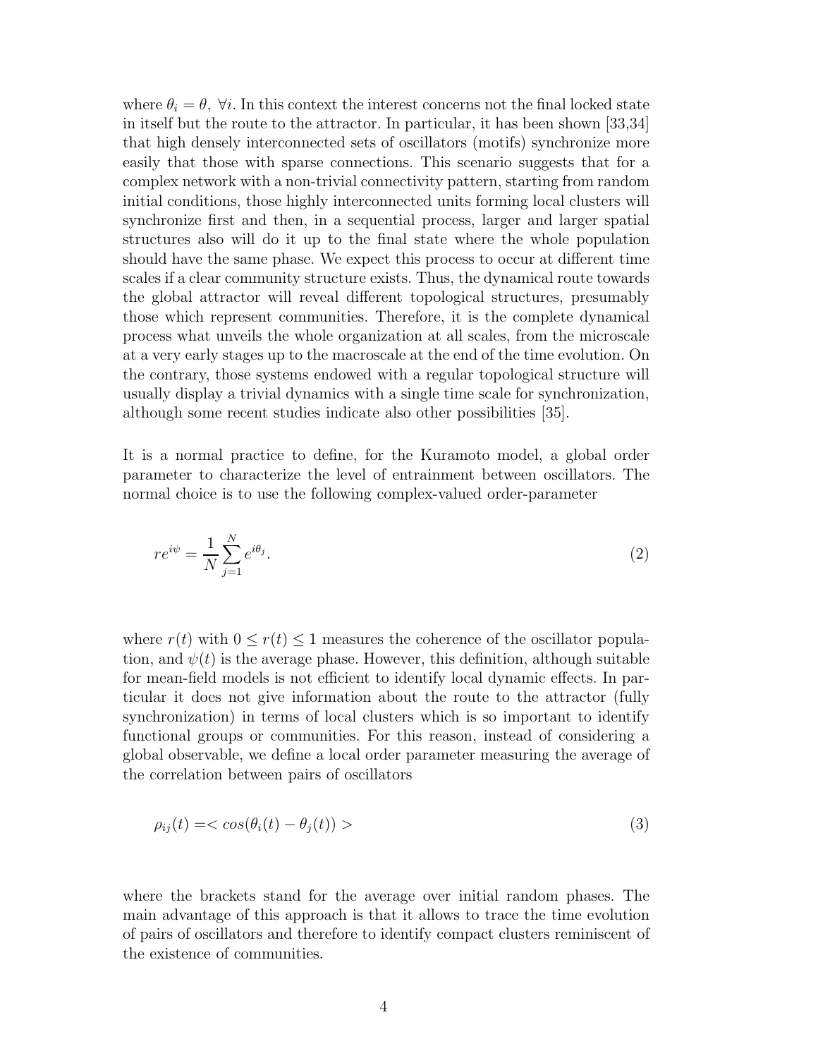where $\theta_i = \theta,\ \forall i$. In this context the interest concerns not the final locked state in itself but the route to the attractor. In particular, it has been shown [33,34] that high densely interconnected sets of oscillators (motifs) synchronize more easily that those with sparse connections. This scenario suggests that for a complex network with a non-trivial connectivity pattern, starting from random initial conditions, those highly interconnected units forming local clusters will synchronize first and then, in a sequential process, larger and larger spatial structures also will do it up to the final state where the whole population should have the same phase. We expect this process to occur at different time scales if a clear community structure exists. Thus, the dynamical route towards the global attractor will reveal different topological structures, presumably those which represent communities. Therefore, it is the complete dynamical process what unveils the whole organization at all scales, from the microscale at a very early stages up to the macroscale at the end of the time evolution. On the contrary, those systems endowed with a regular topological structure will usually display a trivial dynamics with a single time scale for synchronization, although some recent studies indicate also other possibilities [35].

It is a normal practice to define, for the Kuramoto model, a global order parameter to characterize the level of entrainment between oscillators. The normal choice is to use the following complex-valued order-parameter

$$re^{i\psi} = \frac{1}{N}\sum_{j=1}^{N} e^{i\theta_j}. \tag{2}$$

where $r(t)$ with $0 \leq r(t) \leq 1$ measures the coherence of the oscillator population, and $\psi(t)$ is the average phase. However, this definition, although suitable for mean-field models is not efficient to identify local dynamic effects. In particular it does not give information about the route to the attractor (fully synchronization) in terms of local clusters which is so important to identify functional groups or communities. For this reason, instead of considering a global observable, we define a local order parameter measuring the average of the correlation between pairs of oscillators

$$\rho_{ij}(t) = < cos(\theta_i(t) - \theta_j(t)) > \tag{3}$$

where the brackets stand for the average over initial random phases. The main advantage of this approach is that it allows to trace the time evolution of pairs of oscillators and therefore to identify compact clusters reminiscent of the existence of communities.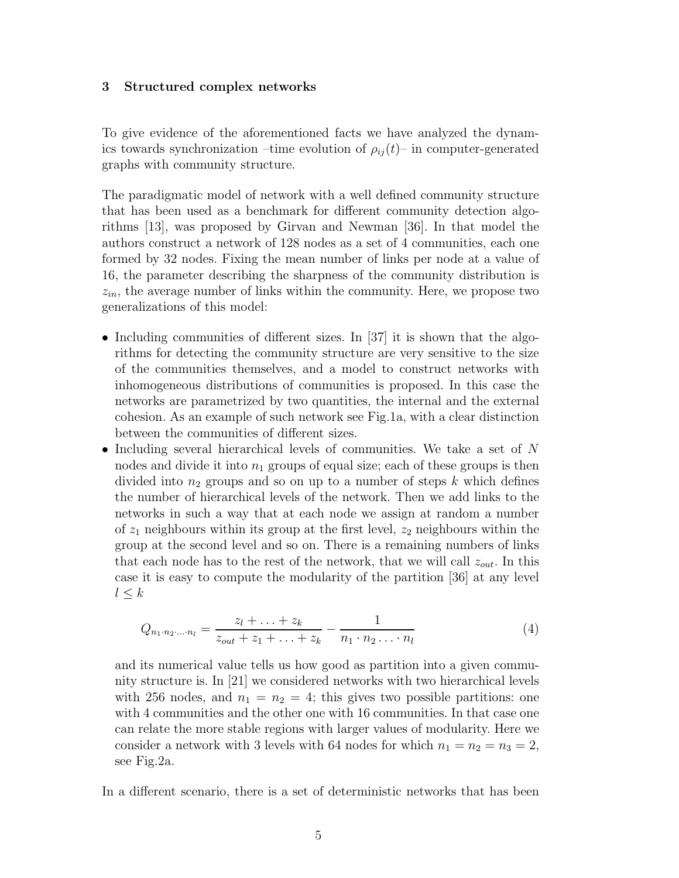## 3 Structured complex networks

To give evidence of the aforementioned facts we have analyzed the dynamics towards synchronization –time evolution of $\rho_{ij}(t)$– in computer-generated graphs with community structure.

The paradigmatic model of network with a well defined community structure that has been used as a benchmark for different community detection algorithms [13], was proposed by Girvan and Newman [36]. In that model the authors construct a network of 128 nodes as a set of 4 communities, each one formed by 32 nodes. Fixing the mean number of links per node at a value of 16, the parameter describing the sharpness of the community distribution is $z_{in}$, the average number of links within the community. Here, we propose two generalizations of this model:

- Including communities of different sizes. In [37] it is shown that the algorithms for detecting the community structure are very sensitive to the size of the communities themselves, and a model to construct networks with inhomogeneous distributions of communities is proposed. In this case the networks are parametrized by two quantities, the internal and the external cohesion. As an example of such network see Fig.1a, with a clear distinction between the communities of different sizes.
- Including several hierarchical levels of communities. We take a set of $N$ nodes and divide it into $n_1$ groups of equal size; each of these groups is then divided into $n_2$ groups and so on up to a number of steps $k$ which defines the number of hierarchical levels of the network. Then we add links to the networks in such a way that at each node we assign at random a number of $z_1$ neighbours within its group at the first level, $z_2$ neighbours within the group at the second level and so on. There is a remaining numbers of links that each node has to the rest of the network, that we will call $z_{out}$. In this case it is easy to compute the modularity of the partition [36] at any level $l \leq k$

$$Q_{n_1 \cdot n_2 \cdot \ldots \cdot n_l} = \frac{z_l + \ldots + z_k}{z_{out} + z_1 + \ldots + z_k} - \frac{1}{n_1 \cdot n_2 \ldots \cdot n_l} \tag{4}$$

  and its numerical value tells us how good as partition into a given community structure is. In [21] we considered networks with two hierarchical levels with 256 nodes, and $n_1 = n_2 = 4$; this gives two possible partitions: one with 4 communities and the other one with 16 communities. In that case one can relate the more stable regions with larger values of modularity. Here we consider a network with 3 levels with 64 nodes for which $n_1 = n_2 = n_3 = 2$, see Fig.2a.

In a different scenario, there is a set of deterministic networks that has been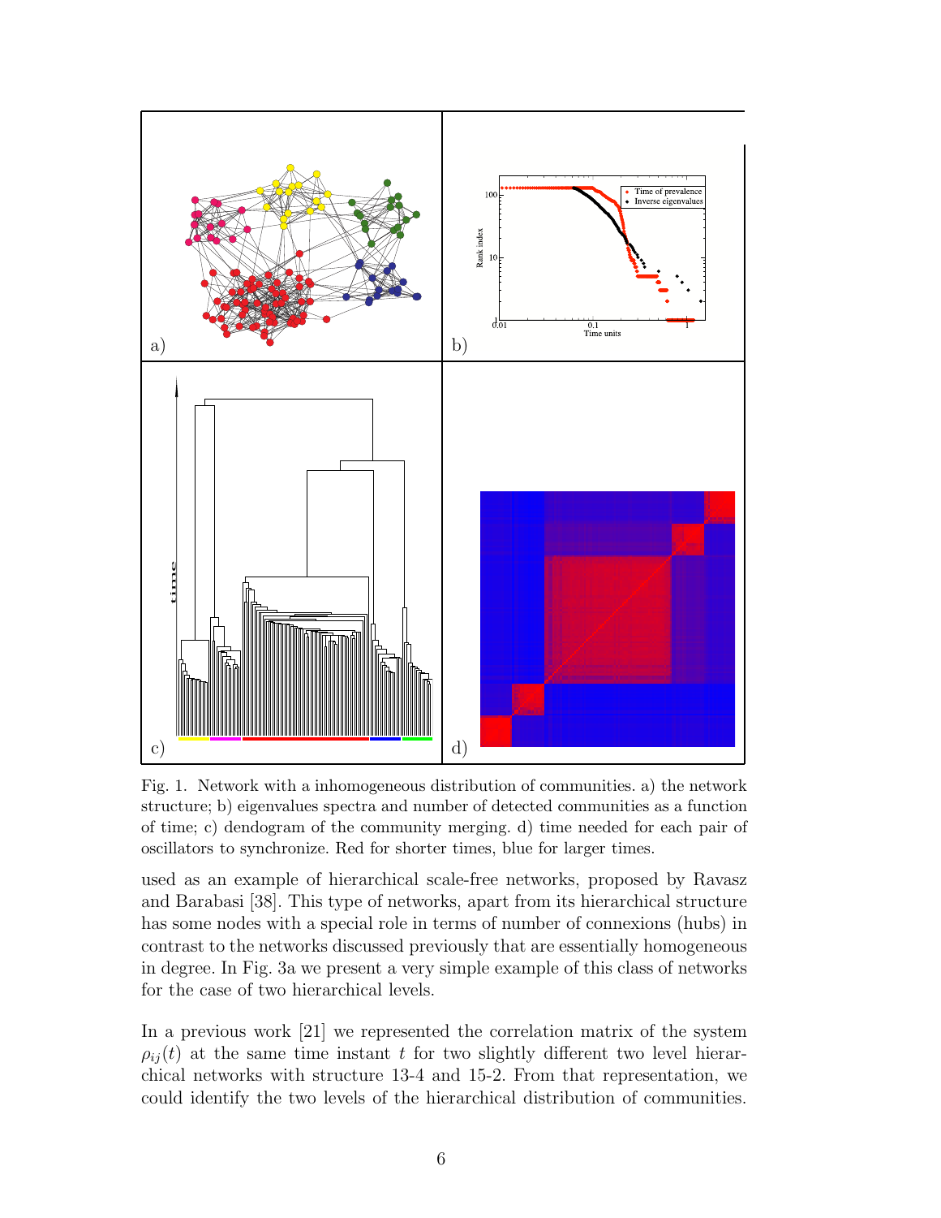Fig. 1. Network with a inhomogeneous distribution of communities. a) the network structure; b) eigenvalues spectra and number of detected communities as a function of time; c) dendogram of the community merging. d) time needed for each pair of oscillators to synchronize. Red for shorter times, blue for larger times.

used as an example of hierarchical scale-free networks, proposed by Ravasz and Barabasi [38]. This type of networks, apart from its hierarchical structure has some nodes with a special role in terms of number of connexions (hubs) in contrast to the networks discussed previously that are essentially homogeneous in degree. In Fig. 3a we present a very simple example of this class of networks for the case of two hierarchical levels.

In a previous work [21] we represented the correlation matrix of the system $\rho_{ij}(t)$ at the same time instant $t$ for two slightly different two level hierarchical networks with structure 13-4 and 15-2. From that representation, we could identify the two levels of the hierarchical distribution of communities.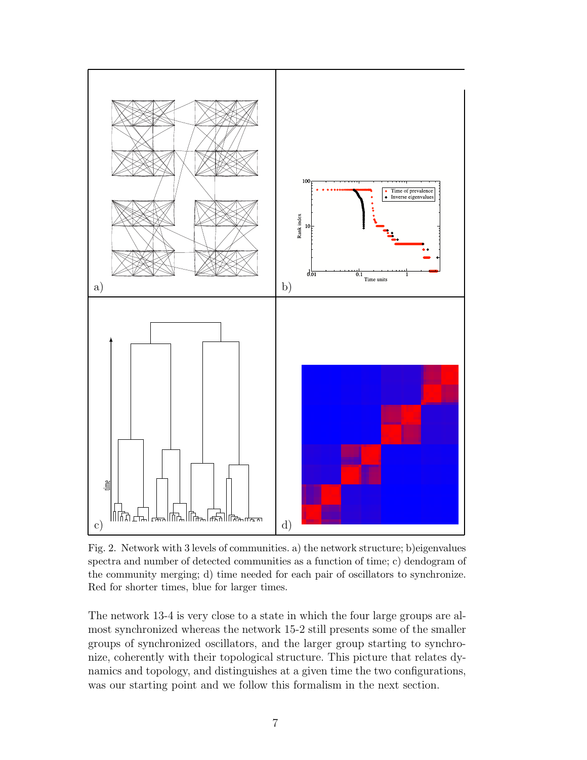Fig. 2. Network with 3 levels of communities. a) the network structure; b)eigenvalues spectra and number of detected communities as a function of time; c) dendogram of the community merging; d) time needed for each pair of oscillators to synchronize. Red for shorter times, blue for larger times.

The network 13-4 is very close to a state in which the four large groups are almost synchronized whereas the network 15-2 still presents some of the smaller groups of synchronized oscillators, and the larger group starting to synchronize, coherently with their topological structure. This picture that relates dynamics and topology, and distinguishes at a given time the two configurations, was our starting point and we follow this formalism in the next section.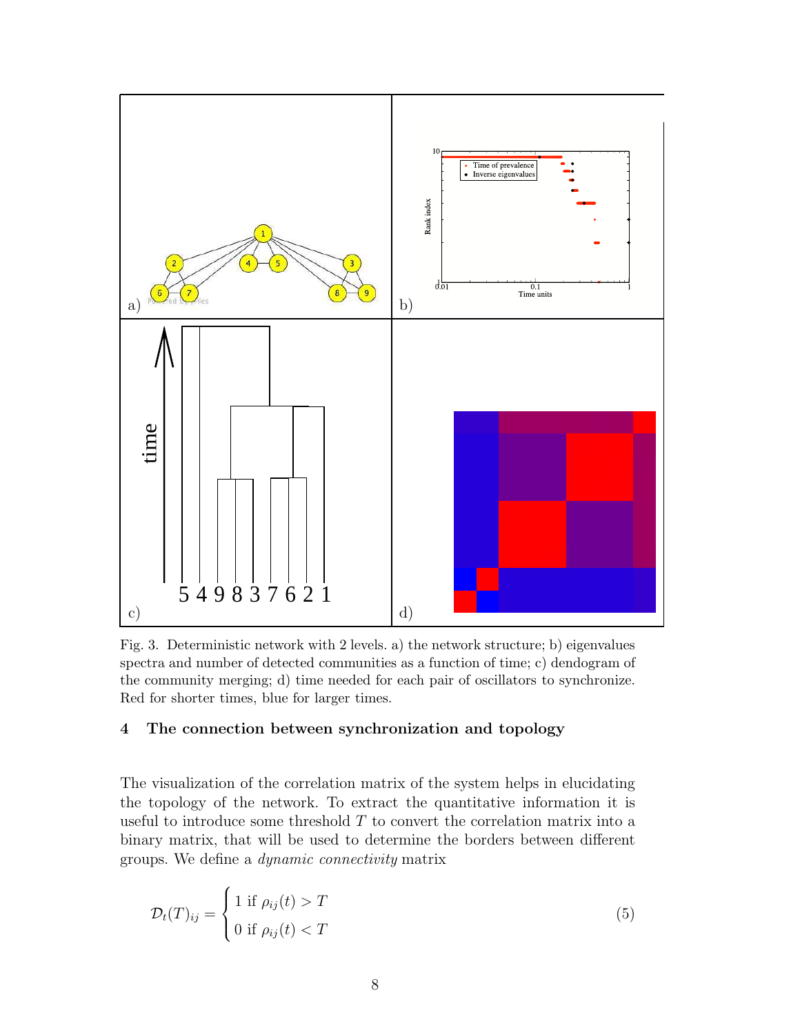Fig. 3. Deterministic network with 2 levels. a) the network structure; b) eigenvalues spectra and number of detected communities as a function of time; c) dendogram of the community merging; d) time needed for each pair of oscillators to synchronize. Red for shorter times, blue for larger times.

## 4 The connection between synchronization and topology

The visualization of the correlation matrix of the system helps in elucidating the topology of the network. To extract the quantitative information it is useful to introduce some threshold $T$ to convert the correlation matrix into a binary matrix, that will be used to determine the borders between different groups. We define a *dynamic connectivity* matrix

$$\mathcal{D}_t(T)_{ij} = \begin{cases} 1 \text{ if } \rho_{ij}(t) > T \\ 0 \text{ if } \rho_{ij}(t) < T \end{cases} \tag{5}$$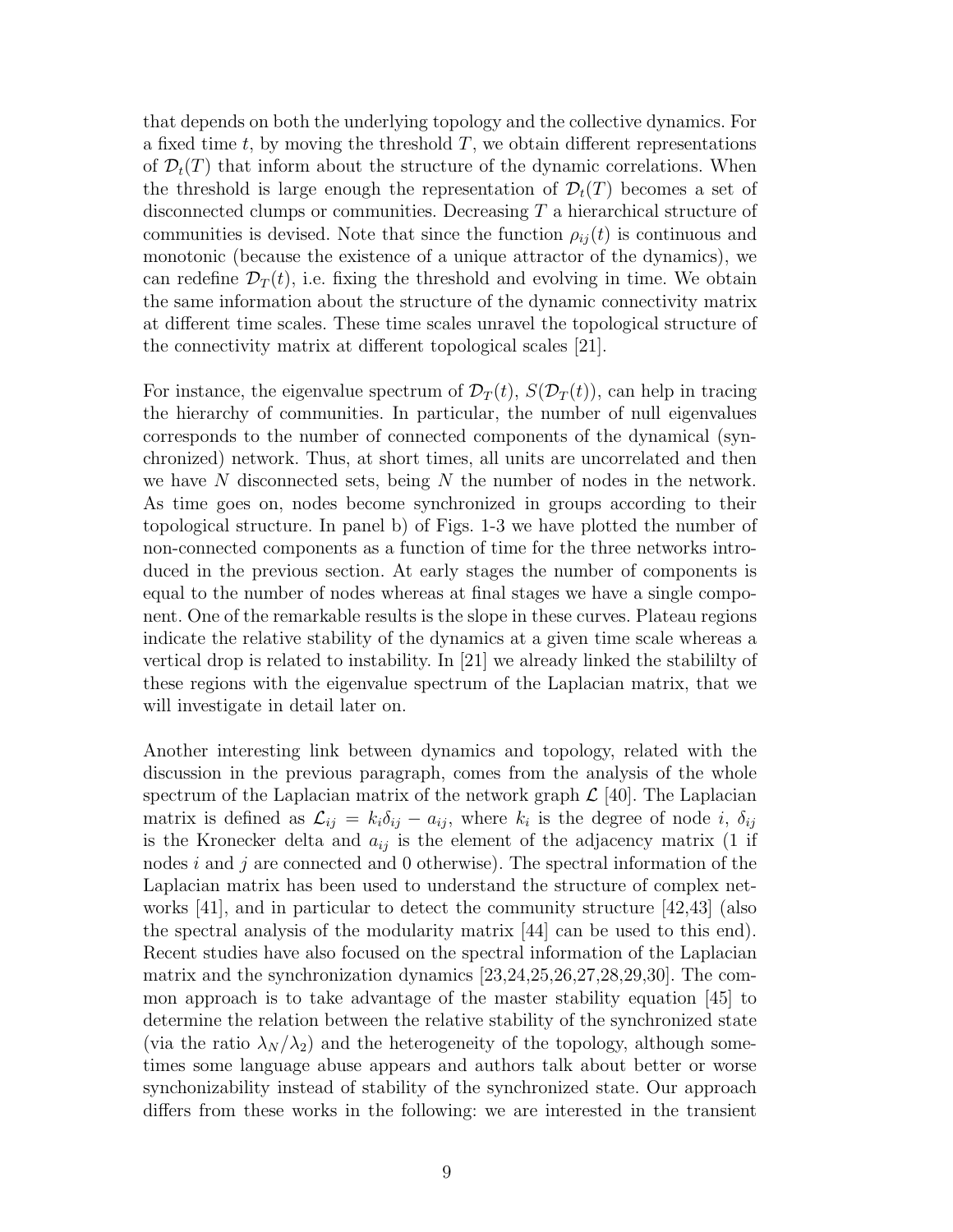that depends on both the underlying topology and the collective dynamics. For a fixed time $t$, by moving the threshold $T$, we obtain different representations of $\mathcal{D}_t(T)$ that inform about the structure of the dynamic correlations. When the threshold is large enough the representation of $\mathcal{D}_t(T)$ becomes a set of disconnected clumps or communities. Decreasing $T$ a hierarchical structure of communities is devised. Note that since the function $\rho_{ij}(t)$ is continuous and monotonic (because the existence of a unique attractor of the dynamics), we can redefine $\mathcal{D}_T(t)$, i.e. fixing the threshold and evolving in time. We obtain the same information about the structure of the dynamic connectivity matrix at different time scales. These time scales unravel the topological structure of the connectivity matrix at different topological scales [21].

For instance, the eigenvalue spectrum of $\mathcal{D}_T(t)$, $S(\mathcal{D}_T(t))$, can help in tracing the hierarchy of communities. In particular, the number of null eigenvalues corresponds to the number of connected components of the dynamical (synchronized) network. Thus, at short times, all units are uncorrelated and then we have $N$ disconnected sets, being $N$ the number of nodes in the network. As time goes on, nodes become synchronized in groups according to their topological structure. In panel b) of Figs. 1-3 we have plotted the number of non-connected components as a function of time for the three networks introduced in the previous section. At early stages the number of components is equal to the number of nodes whereas at final stages we have a single component. One of the remarkable results is the slope in these curves. Plateau regions indicate the relative stability of the dynamics at a given time scale whereas a vertical drop is related to instability. In [21] we already linked the stabililty of these regions with the eigenvalue spectrum of the Laplacian matrix, that we will investigate in detail later on.

Another interesting link between dynamics and topology, related with the discussion in the previous paragraph, comes from the analysis of the whole spectrum of the Laplacian matrix of the network graph $\mathcal{L}$ [40]. The Laplacian matrix is defined as $\mathcal{L}_{ij} = k_i\delta_{ij} - a_{ij}$, where $k_i$ is the degree of node $i$, $\delta_{ij}$ is the Kronecker delta and $a_{ij}$ is the element of the adjacency matrix (1 if nodes $i$ and $j$ are connected and 0 otherwise). The spectral information of the Laplacian matrix has been used to understand the structure of complex networks [41], and in particular to detect the community structure [42,43] (also the spectral analysis of the modularity matrix [44] can be used to this end). Recent studies have also focused on the spectral information of the Laplacian matrix and the synchronization dynamics [23,24,25,26,27,28,29,30]. The common approach is to take advantage of the master stability equation [45] to determine the relation between the relative stability of the synchronized state (via the ratio $\lambda_N/\lambda_2$) and the heterogeneity of the topology, although sometimes some language abuse appears and authors talk about better or worse synchonizability instead of stability of the synchronized state. Our approach differs from these works in the following: we are interested in the transient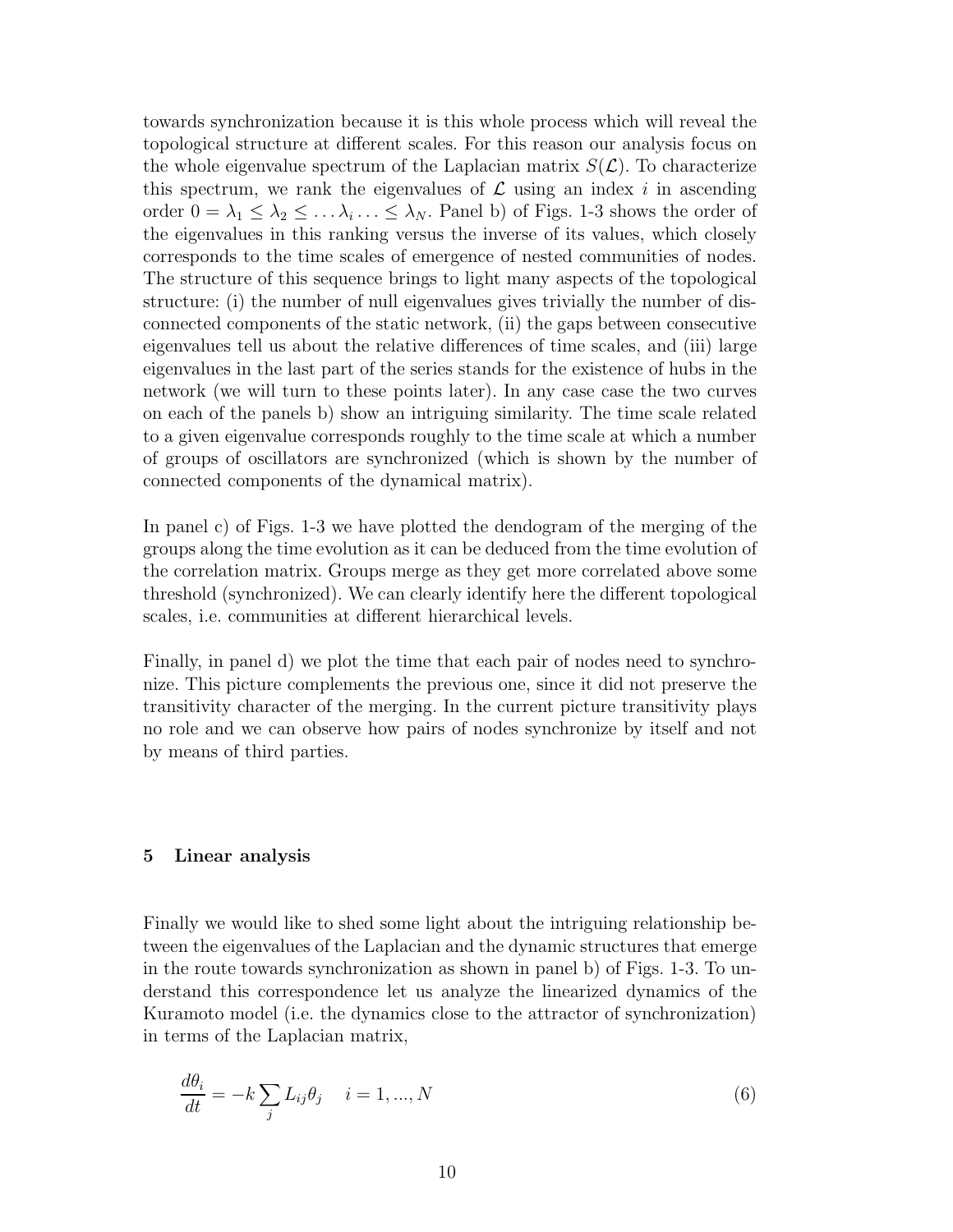towards synchronization because it is this whole process which will reveal the topological structure at different scales. For this reason our analysis focus on the whole eigenvalue spectrum of the Laplacian matrix $S(\mathcal{L})$. To characterize this spectrum, we rank the eigenvalues of $\mathcal{L}$ using an index $i$ in ascending order $0 = \lambda_1 \leq \lambda_2 \leq \ldots \lambda_i \ldots \leq \lambda_N$. Panel b) of Figs. 1-3 shows the order of the eigenvalues in this ranking versus the inverse of its values, which closely corresponds to the time scales of emergence of nested communities of nodes. The structure of this sequence brings to light many aspects of the topological structure: (i) the number of null eigenvalues gives trivially the number of disconnected components of the static network, (ii) the gaps between consecutive eigenvalues tell us about the relative differences of time scales, and (iii) large eigenvalues in the last part of the series stands for the existence of hubs in the network (we will turn to these points later). In any case case the two curves on each of the panels b) show an intriguing similarity. The time scale related to a given eigenvalue corresponds roughly to the time scale at which a number of groups of oscillators are synchronized (which is shown by the number of connected components of the dynamical matrix).

In panel c) of Figs. 1-3 we have plotted the dendogram of the merging of the groups along the time evolution as it can be deduced from the time evolution of the correlation matrix. Groups merge as they get more correlated above some threshold (synchronized). We can clearly identify here the different topological scales, i.e. communities at different hierarchical levels.

Finally, in panel d) we plot the time that each pair of nodes need to synchronize. This picture complements the previous one, since it did not preserve the transitivity character of the merging. In the current picture transitivity plays no role and we can observe how pairs of nodes synchronize by itself and not by means of third parties.

## 5 Linear analysis

Finally we would like to shed some light about the intriguing relationship between the eigenvalues of the Laplacian and the dynamic structures that emerge in the route towards synchronization as shown in panel b) of Figs. 1-3. To understand this correspondence let us analyze the linearized dynamics of the Kuramoto model (i.e. the dynamics close to the attractor of synchronization) in terms of the Laplacian matrix,

$$\frac{d\theta_i}{dt} = -k \sum_j L_{ij}\theta_j \quad i = 1, ..., N \tag{6}$$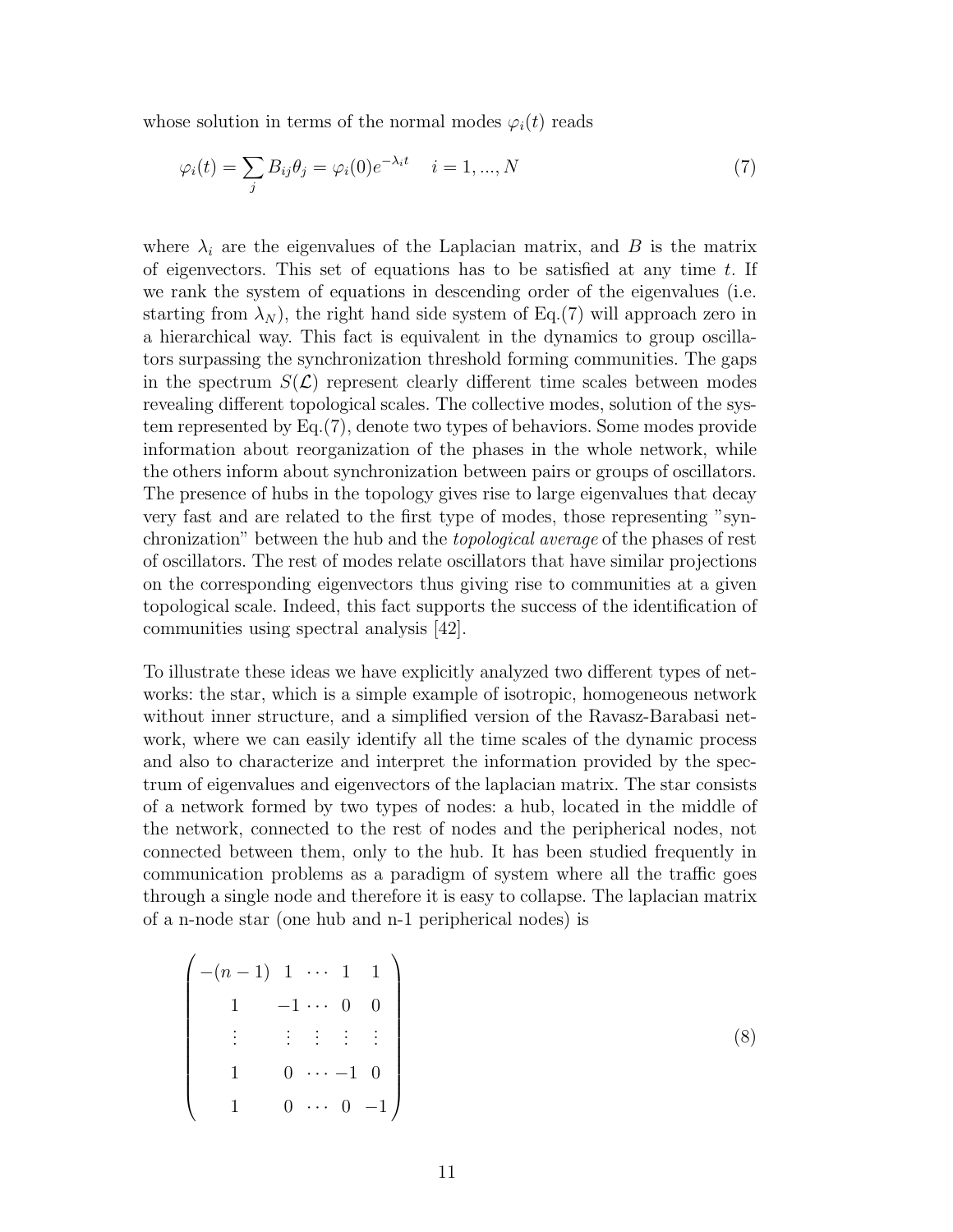whose solution in terms of the normal modes $\varphi_i(t)$ reads

$$\varphi_i(t) = \sum_j B_{ij}\theta_j = \varphi_i(0)e^{-\lambda_i t} \quad i = 1, ..., N \tag{7}$$

where $\lambda_i$ are the eigenvalues of the Laplacian matrix, and $B$ is the matrix of eigenvectors. This set of equations has to be satisfied at any time $t$. If we rank the system of equations in descending order of the eigenvalues (i.e. starting from $\lambda_N$), the right hand side system of Eq.(7) will approach zero in a hierarchical way. This fact is equivalent in the dynamics to group oscillators surpassing the synchronization threshold forming communities. The gaps in the spectrum $S(\mathcal{L})$ represent clearly different time scales between modes revealing different topological scales. The collective modes, solution of the system represented by Eq.(7), denote two types of behaviors. Some modes provide information about reorganization of the phases in the whole network, while the others inform about synchronization between pairs or groups of oscillators. The presence of hubs in the topology gives rise to large eigenvalues that decay very fast and are related to the first type of modes, those representing "synchronization" between the hub and the *topological average* of the phases of rest of oscillators. The rest of modes relate oscillators that have similar projections on the corresponding eigenvectors thus giving rise to communities at a given topological scale. Indeed, this fact supports the success of the identification of communities using spectral analysis [42].

To illustrate these ideas we have explicitly analyzed two different types of networks: the star, which is a simple example of isotropic, homogeneous network without inner structure, and a simplified version of the Ravasz-Barabasi network, where we can easily identify all the time scales of the dynamic process and also to characterize and interpret the information provided by the spectrum of eigenvalues and eigenvectors of the laplacian matrix. The star consists of a network formed by two types of nodes: a hub, located in the middle of the network, connected to the rest of nodes and the peripherical nodes, not connected between them, only to the hub. It has been studied frequently in communication problems as a paradigm of system where all the traffic goes through a single node and therefore it is easy to collapse. The laplacian matrix of a n-node star (one hub and n-1 peripherical nodes) is

$$\begin{pmatrix} -(n-1) & 1 & \cdots & 1 & 1 \\ 1 & -1 & \cdots & 0 & 0 \\ \vdots & \vdots & \vdots & \vdots & \vdots \\ 1 & 0 & \cdots & -1 & 0 \\ 1 & 0 & \cdots & 0 & -1 \end{pmatrix} \tag{8}$$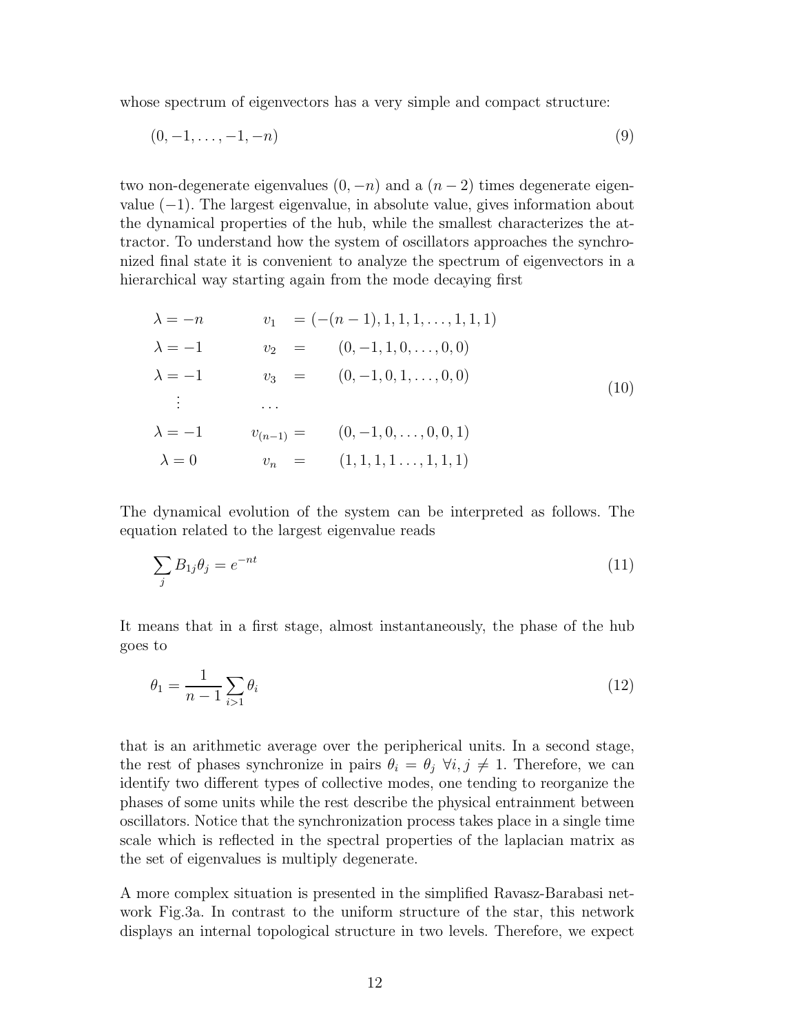whose spectrum of eigenvectors has a very simple and compact structure:

$$
(0, -1, \ldots, -1, -n) \tag{9}
$$

two non-degenerate eigenvalues $(0, -n)$ and a $(n-2)$ times degenerate eigenvalue $(-1)$. The largest eigenvalue, in absolute value, gives information about the dynamical properties of the hub, while the smallest characterizes the attractor. To understand how the system of oscillators approaches the synchronized final state it is convenient to analyze the spectrum of eigenvectors in a hierarchical way starting again from the mode decaying first

$$
\begin{array}{lll}
\lambda = -n & v_1 & = (-(n-1), 1, 1, 1, \ldots, 1, 1, 1) \\
\lambda = -1 & v_2 & = \quad (0, -1, 1, 0, \ldots, 0, 0) \\
\lambda = -1 & v_3 & = \quad (0, -1, 0, 1, \ldots, 0, 0) \\
\quad \vdots & \ldots & \\
\lambda = -1 & v_{(n-1)} & = \quad (0, -1, 0, \ldots, 0, 0, 1) \\
\lambda = 0 & v_n & = \quad (1, 1, 1, 1 \ldots, 1, 1, 1)
\end{array} \tag{10}
$$

The dynamical evolution of the system can be interpreted as follows. The equation related to the largest eigenvalue reads

$$
\sum_j B_{1j} \theta_j = e^{-nt} \tag{11}
$$

It means that in a first stage, almost instantaneously, the phase of the hub goes to

$$
\theta_1 = \frac{1}{n-1} \sum_{i>1} \theta_i \tag{12}
$$

that is an arithmetic average over the peripherical units. In a second stage, the rest of phases synchronize in pairs $\theta_i = \theta_j \ \forall i, j \neq 1$. Therefore, we can identify two different types of collective modes, one tending to reorganize the phases of some units while the rest describe the physical entrainment between oscillators. Notice that the synchronization process takes place in a single time scale which is reflected in the spectral properties of the laplacian matrix as the set of eigenvalues is multiply degenerate.

A more complex situation is presented in the simplified Ravasz-Barabasi network Fig.3a. In contrast to the uniform structure of the star, this network displays an internal topological structure in two levels. Therefore, we expect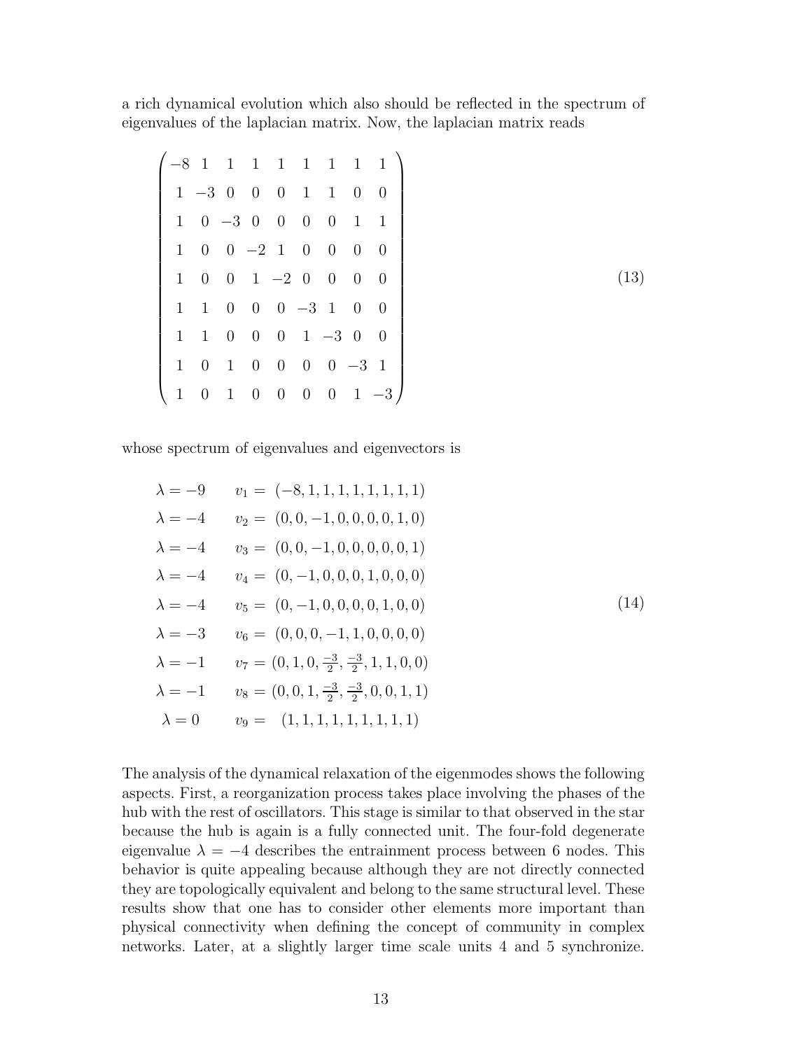a rich dynamical evolution which also should be reflected in the spectrum of eigenvalues of the laplacian matrix. Now, the laplacian matrix reads

$$
\begin{pmatrix}
-8 & 1 & 1 & 1 & 1 & 1 & 1 & 1 & 1 \\
1 & -3 & 0 & 0 & 0 & 1 & 1 & 0 & 0 \\
1 & 0 & -3 & 0 & 0 & 0 & 0 & 1 & 1 \\
1 & 0 & 0 & -2 & 1 & 0 & 0 & 0 & 0 \\
1 & 0 & 0 & 1 & -2 & 0 & 0 & 0 & 0 \\
1 & 1 & 0 & 0 & 0 & -3 & 1 & 0 & 0 \\
1 & 1 & 0 & 0 & 0 & 1 & -3 & 0 & 0 \\
1 & 0 & 1 & 0 & 0 & 0 & 0 & -3 & 1 \\
1 & 0 & 1 & 0 & 0 & 0 & 0 & 1 & -3
\end{pmatrix}
\tag{13}
$$

whose spectrum of eigenvalues and eigenvectors is

$$
\begin{aligned}
\lambda = -9 \qquad & v_1 = \ (-8, 1, 1, 1, 1, 1, 1, 1, 1) \\
\lambda = -4 \qquad & v_2 = \ (0, 0, -1, 0, 0, 0, 0, 1, 0) \\
\lambda = -4 \qquad & v_3 = \ (0, 0, -1, 0, 0, 0, 0, 0, 1) \\
\lambda = -4 \qquad & v_4 = \ (0, -1, 0, 0, 0, 1, 0, 0, 0) \\
\lambda = -4 \qquad & v_5 = \ (0, -1, 0, 0, 0, 0, 1, 0, 0) \\
\lambda = -3 \qquad & v_6 = \ (0, 0, 0, -1, 1, 0, 0, 0, 0) \\
\lambda = -1 \qquad & v_7 = (0, 1, 0, \tfrac{-3}{2}, \tfrac{-3}{2}, 1, 1, 0, 0) \\
\lambda = -1 \qquad & v_8 = (0, 0, 1, \tfrac{-3}{2}, \tfrac{-3}{2}, 0, 0, 1, 1) \\
\lambda = 0 \qquad & v_9 = \quad (1, 1, 1, 1, 1, 1, 1, 1, 1)
\end{aligned}
\tag{14}
$$

The analysis of the dynamical relaxation of the eigenmodes shows the following aspects. First, a reorganization process takes place involving the phases of the hub with the rest of oscillators. This stage is similar to that observed in the star because the hub is again is a fully connected unit. The four-fold degenerate eigenvalue $\lambda = -4$ describes the entrainment process between 6 nodes. This behavior is quite appealing because although they are not directly connected they are topologically equivalent and belong to the same structural level. These results show that one has to consider other elements more important than physical connectivity when defining the concept of community in complex networks. Later, at a slightly larger time scale units 4 and 5 synchronize.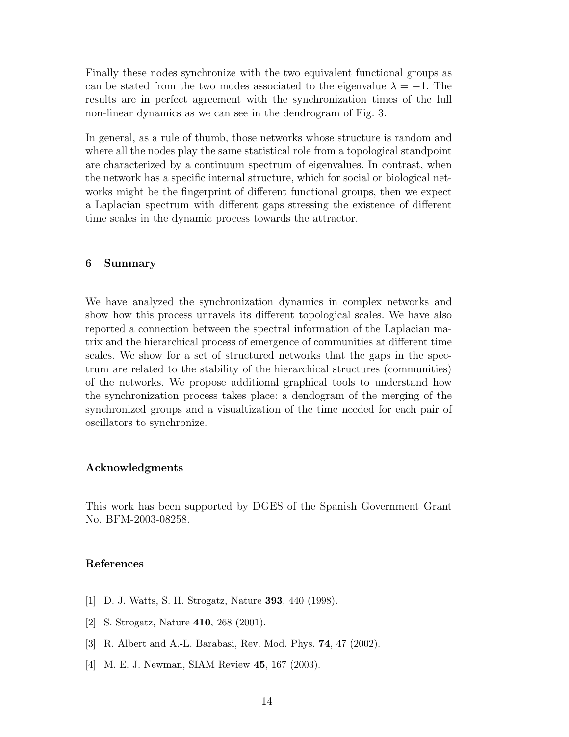Finally these nodes synchronize with the two equivalent functional groups as can be stated from the two modes associated to the eigenvalue $\lambda = -1$. The results are in perfect agreement with the synchronization times of the full non-linear dynamics as we can see in the dendrogram of Fig. 3.

In general, as a rule of thumb, those networks whose structure is random and where all the nodes play the same statistical role from a topological standpoint are characterized by a continuum spectrum of eigenvalues. In contrast, when the network has a specific internal structure, which for social or biological networks might be the fingerprint of different functional groups, then we expect a Laplacian spectrum with different gaps stressing the existence of different time scales in the dynamic process towards the attractor.

## 6 Summary

We have analyzed the synchronization dynamics in complex networks and show how this process unravels its different topological scales. We have also reported a connection between the spectral information of the Laplacian matrix and the hierarchical process of emergence of communities at different time scales. We show for a set of structured networks that the gaps in the spectrum are related to the stability of the hierarchical structures (communities) of the networks. We propose additional graphical tools to understand how the synchronization process takes place: a dendogram of the merging of the synchronized groups and a visualtization of the time needed for each pair of oscillators to synchronize.

## Acknowledgments

This work has been supported by DGES of the Spanish Government Grant No. BFM-2003-08258.

## References

[1] D. J. Watts, S. H. Strogatz, Nature **393**, 440 (1998).

[2] S. Strogatz, Nature **410**, 268 (2001).

[3] R. Albert and A.-L. Barabasi, Rev. Mod. Phys. **74**, 47 (2002).

[4] M. E. J. Newman, SIAM Review **45**, 167 (2003).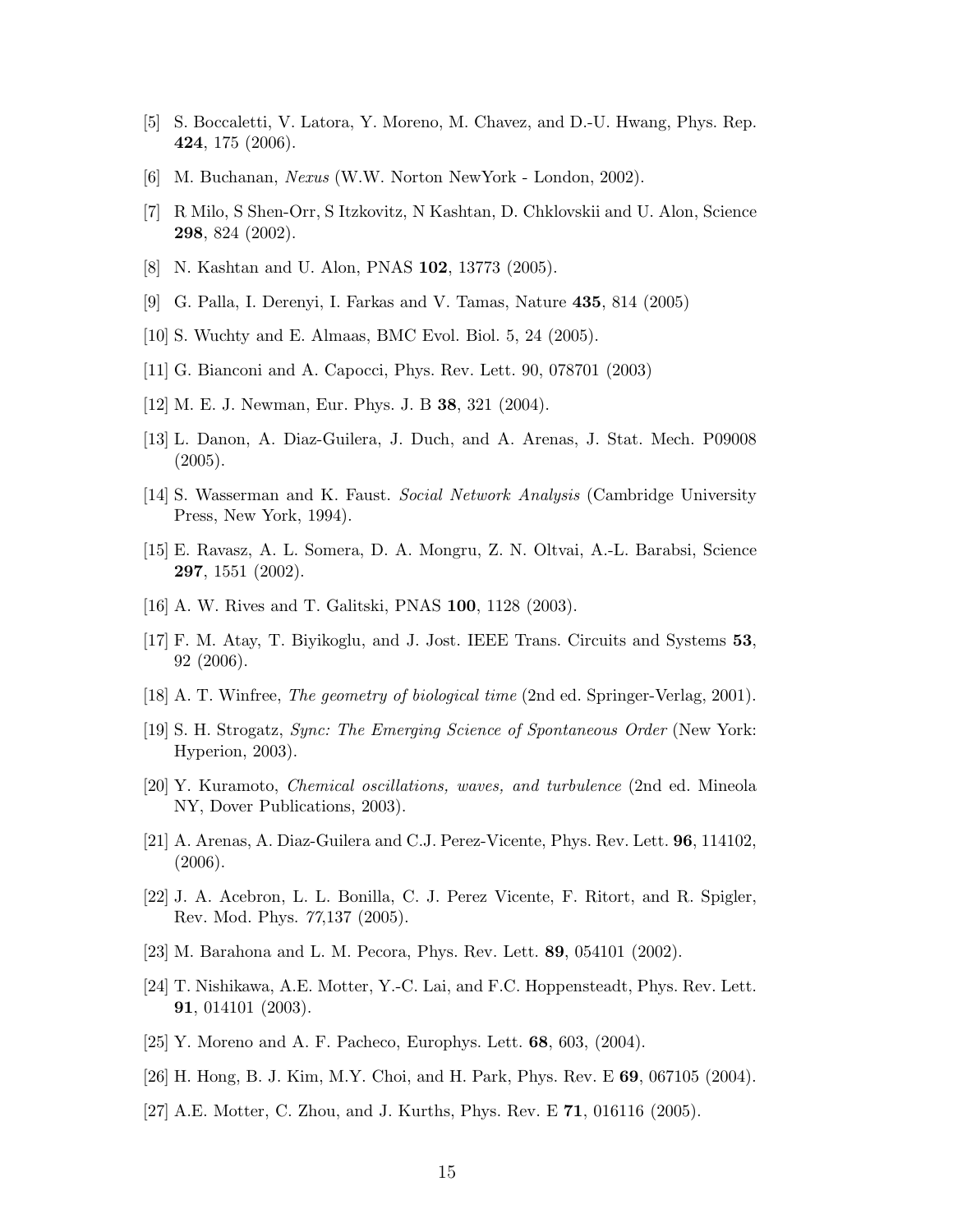[5] S. Boccaletti, V. Latora, Y. Moreno, M. Chavez, and D.-U. Hwang, Phys. Rep. **424**, 175 (2006).

[6] M. Buchanan, *Nexus* (W.W. Norton NewYork - London, 2002).

[7] R Milo, S Shen-Orr, S Itzkovitz, N Kashtan, D. Chklovskii and U. Alon, Science **298**, 824 (2002).

[8] N. Kashtan and U. Alon, PNAS **102**, 13773 (2005).

[9] G. Palla, I. Derenyi, I. Farkas and V. Tamas, Nature **435**, 814 (2005)

[10] S. Wuchty and E. Almaas, BMC Evol. Biol. 5, 24 (2005).

[11] G. Bianconi and A. Capocci, Phys. Rev. Lett. 90, 078701 (2003)

[12] M. E. J. Newman, Eur. Phys. J. B **38**, 321 (2004).

[13] L. Danon, A. Diaz-Guilera, J. Duch, and A. Arenas, J. Stat. Mech. P09008 (2005).

[14] S. Wasserman and K. Faust. *Social Network Analysis* (Cambridge University Press, New York, 1994).

[15] E. Ravasz, A. L. Somera, D. A. Mongru, Z. N. Oltvai, A.-L. Barabsi, Science **297**, 1551 (2002).

[16] A. W. Rives and T. Galitski, PNAS **100**, 1128 (2003).

[17] F. M. Atay, T. Biyikoglu, and J. Jost. IEEE Trans. Circuits and Systems **53**, 92 (2006).

[18] A. T. Winfree, *The geometry of biological time* (2nd ed. Springer-Verlag, 2001).

[19] S. H. Strogatz, *Sync: The Emerging Science of Spontaneous Order* (New York: Hyperion, 2003).

[20] Y. Kuramoto, *Chemical oscillations, waves, and turbulence* (2nd ed. Mineola NY, Dover Publications, 2003).

[21] A. Arenas, A. Diaz-Guilera and C.J. Perez-Vicente, Phys. Rev. Lett. **96**, 114102, (2006).

[22] J. A. Acebron, L. L. Bonilla, C. J. Perez Vicente, F. Ritort, and R. Spigler, Rev. Mod. Phys. *77*,137 (2005).

[23] M. Barahona and L. M. Pecora, Phys. Rev. Lett. **89**, 054101 (2002).

[24] T. Nishikawa, A.E. Motter, Y.-C. Lai, and F.C. Hoppensteadt, Phys. Rev. Lett. **91**, 014101 (2003).

[25] Y. Moreno and A. F. Pacheco, Europhys. Lett. **68**, 603, (2004).

[26] H. Hong, B. J. Kim, M.Y. Choi, and H. Park, Phys. Rev. E **69**, 067105 (2004).

[27] A.E. Motter, C. Zhou, and J. Kurths, Phys. Rev. E **71**, 016116 (2005).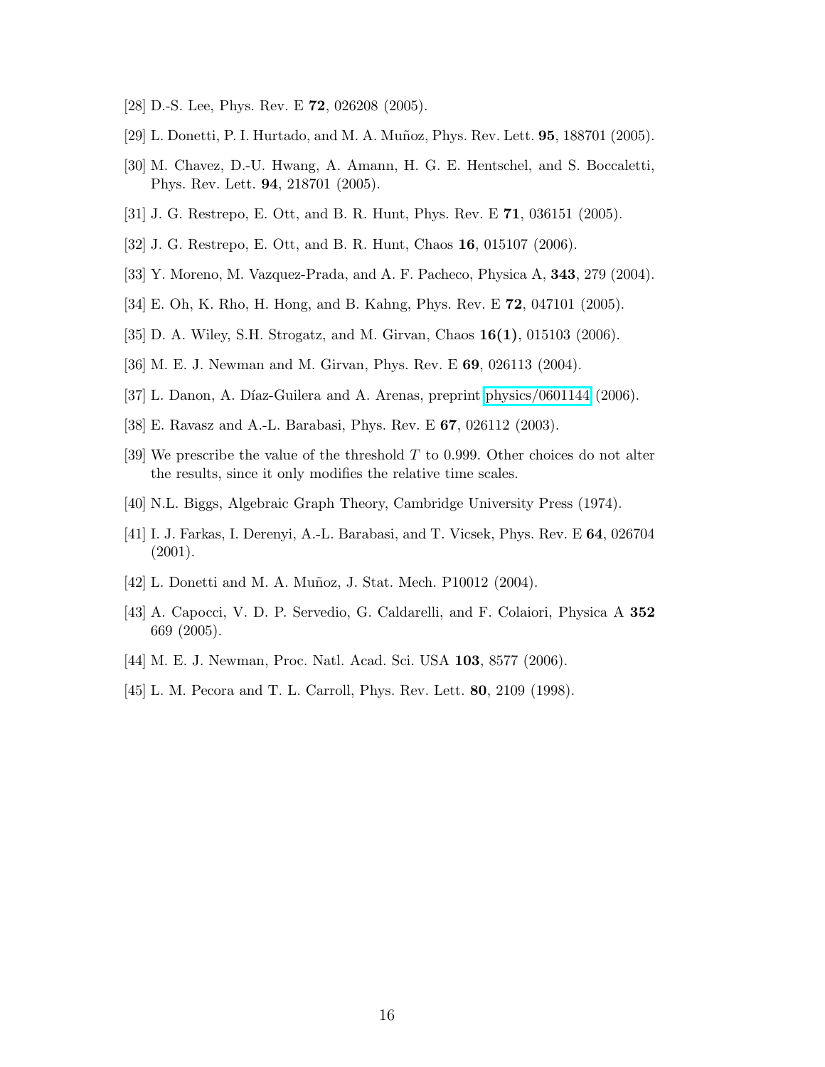[28] D.-S. Lee, Phys. Rev. E **72**, 026208 (2005).

[29] L. Donetti, P. I. Hurtado, and M. A. Muñoz, Phys. Rev. Lett. **95**, 188701 (2005).

[30] M. Chavez, D.-U. Hwang, A. Amann, H. G. E. Hentschel, and S. Boccaletti, Phys. Rev. Lett. **94**, 218701 (2005).

[31] J. G. Restrepo, E. Ott, and B. R. Hunt, Phys. Rev. E **71**, 036151 (2005).

[32] J. G. Restrepo, E. Ott, and B. R. Hunt, Chaos **16**, 015107 (2006).

[33] Y. Moreno, M. Vazquez-Prada, and A. F. Pacheco, Physica A, **343**, 279 (2004).

[34] E. Oh, K. Rho, H. Hong, and B. Kahng, Phys. Rev. E **72**, 047101 (2005).

[35] D. A. Wiley, S.H. Strogatz, and M. Girvan, Chaos **16(1)**, 015103 (2006).

[36] M. E. J. Newman and M. Girvan, Phys. Rev. E **69**, 026113 (2004).

[37] L. Danon, A. Díaz-Guilera and A. Arenas, preprint physics/0601144 (2006).

[38] E. Ravasz and A.-L. Barabasi, Phys. Rev. E **67**, 026112 (2003).

[39] We prescribe the value of the threshold $T$ to 0.999. Other choices do not alter the results, since it only modifies the relative time scales.

[40] N.L. Biggs, Algebraic Graph Theory, Cambridge University Press (1974).

[41] I. J. Farkas, I. Derenyi, A.-L. Barabasi, and T. Vicsek, Phys. Rev. E **64**, 026704 (2001).

[42] L. Donetti and M. A. Muñoz, J. Stat. Mech. P10012 (2004).

[43] A. Capocci, V. D. P. Servedio, G. Caldarelli, and F. Colaiori, Physica A **352** 669 (2005).

[44] M. E. J. Newman, Proc. Natl. Acad. Sci. USA **103**, 8577 (2006).

[45] L. M. Pecora and T. L. Carroll, Phys. Rev. Lett. **80**, 2109 (1998).